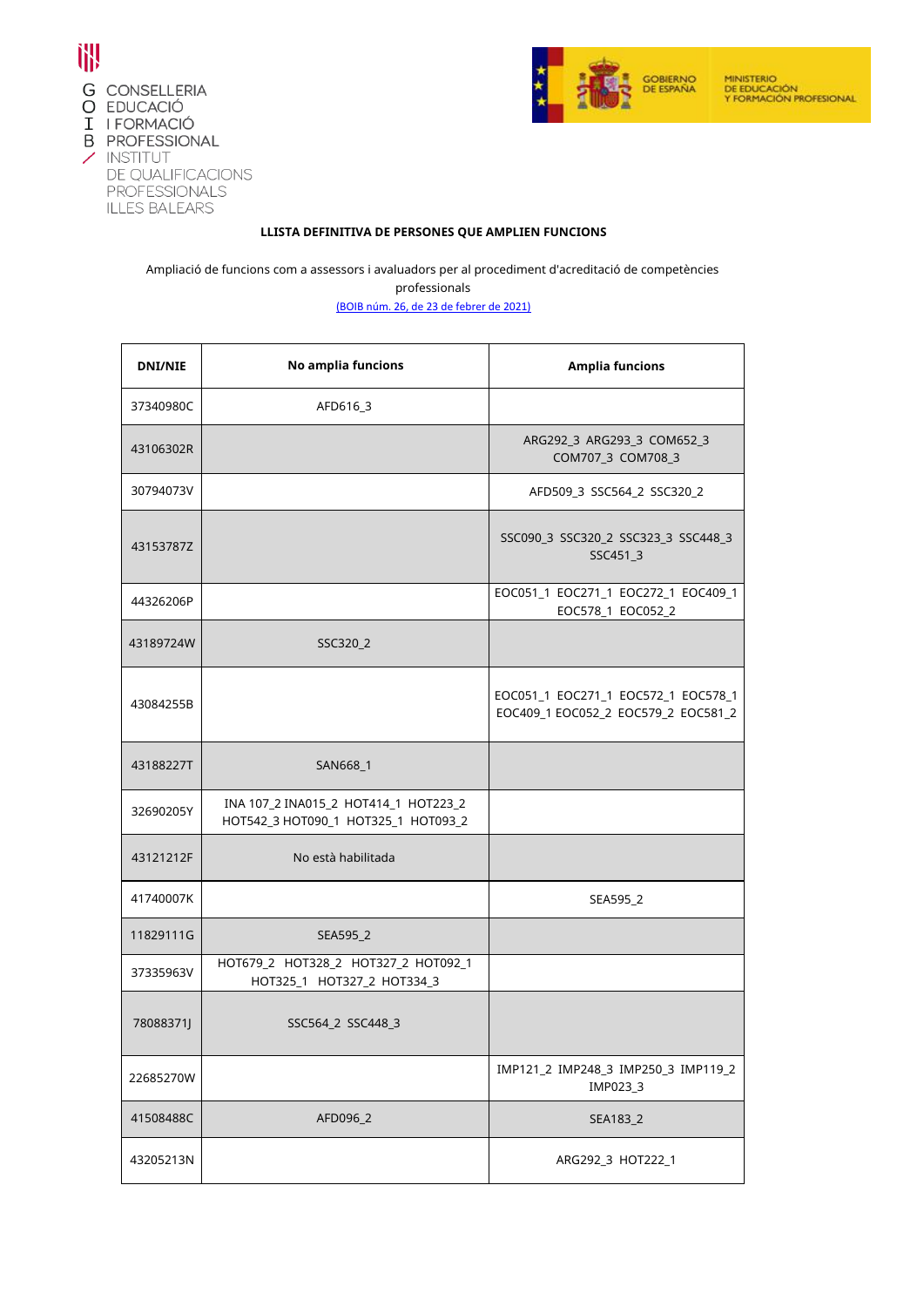G CONSELLERIA
O EDUCACIÓ
I I FORMACIÓ
B PROFESSIONAL
/ INSTITUT
DE QUALIFICACIONS
PROFESSIONALS
ILLES BALEARS

GOBIERNO DE ESPAÑA — MINISTERIO DE EDUCACIÓN Y FORMACIÓN PROFESIONAL

**LLISTA DEFINITIVA DE PERSONES QUE AMPLIEN FUNCIONS**

Ampliació de funcions com a assessors i avaluadors per al procediment d'acreditació de competències professionals

[(BOIB núm. 26, de 23 de febrer de 2021)]

| DNI/NIE | No amplia funcions | Amplia funcions |
|---|---|---|
| 37340980C | AFD616_3 | |
| 43106302R | | ARG292_3 ARG293_3 COM652_3 COM707_3 COM708_3 |
| 30794073V | | AFD509_3 SSC564_2 SSC320_2 |
| 43153787Z | | SSC090_3 SSC320_2 SSC323_3 SSC448_3 SSC451_3 |
| 44326206P | | EOC051_1 EOC271_1 EOC272_1 EOC409_1 EOC578_1 EOC052_2 |
| 43189724W | SSC320_2 | |
| 43084255B | | EOC051_1 EOC271_1 EOC572_1 EOC578_1 EOC409_1 EOC052_2 EOC579_2 EOC581_2 |
| 43188227T | SAN668_1 | |
| 32690205Y | INA 107_2 INA015_2 HOT414_1 HOT223_2 HOT542_3 HOT090_1 HOT325_1 HOT093_2 | |
| 43121212F | No està habilitada | |
| 41740007K | | SEA595_2 |
| 11829111G | SEA595_2 | |
| 37335963V | HOT679_2 HOT328_2 HOT327_2 HOT092_1 HOT325_1 HOT327_2 HOT334_3 | |
| 78088371J | SSC564_2 SSC448_3 | |
| 22685270W | | IMP121_2 IMP248_3 IMP250_3 IMP119_2 IMP023_3 |
| 41508488C | AFD096_2 | SEA183_2 |
| 43205213N | | ARG292_3 HOT222_1 |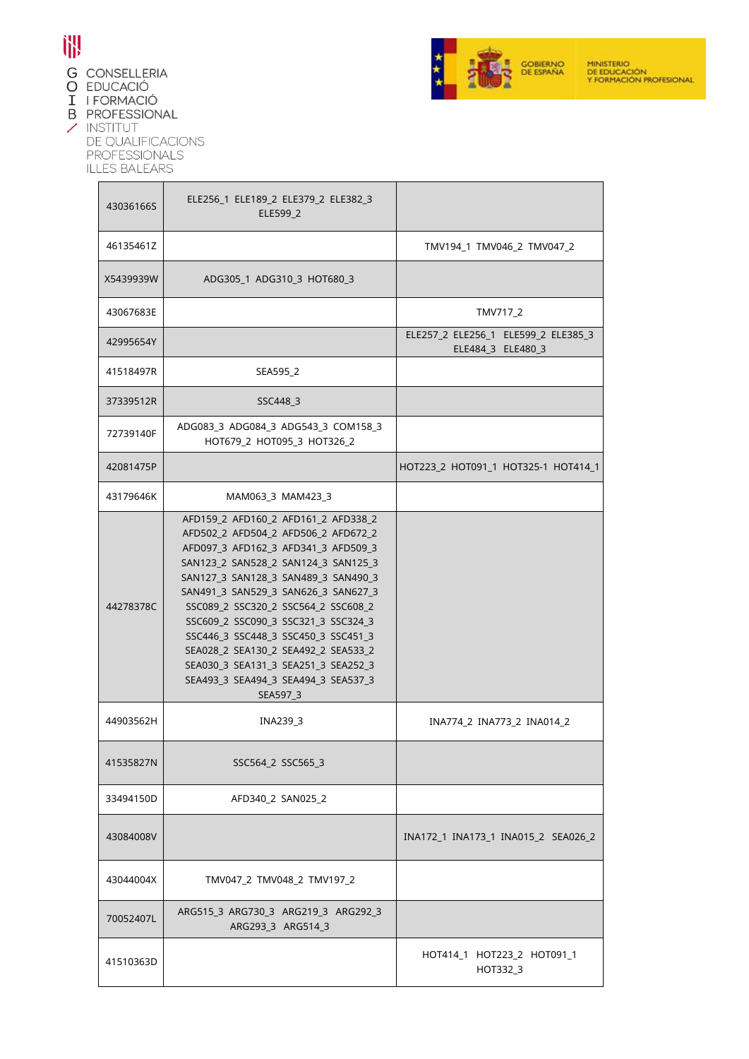| 43036166S | ELE256_1 ELE189_2 ELE379_2 ELE382_3 ELE599_2 | |
|---|---|---|
| 46135461Z | | TMV194_1 TMV046_2 TMV047_2 |
| X5439939W | ADG305_1 ADG310_3 HOT680_3 | |
| 43067683E | | TMV717_2 |
| 42995654Y | | ELE257_2 ELE256_1 ELE599_2 ELE385_3 ELE484_3 ELE480_3 |
| 41518497R | SEA595_2 | |
| 37339512R | SSC448_3 | |
| 72739140F | ADG083_3 ADG084_3 ADG543_3 COM158_3 HOT679_2 HOT095_3 HOT326_2 | |
| 42081475P | | HOT223_2 HOT091_1 HOT325-1 HOT414_1 |
| 43179646K | MAM063_3 MAM423_3 | |
| 44278378C | AFD159_2 AFD160_2 AFD161_2 AFD338_2 AFD502_2 AFD504_2 AFD506_2 AFD672_2 AFD097_3 AFD162_3 AFD341_3 AFD509_3 SAN123_2 SAN528_2 SAN124_3 SAN125_3 SAN127_3 SAN128_3 SAN489_3 SAN490_3 SAN491_3 SAN529_3 SAN626_3 SAN627_3 SSC089_2 SSC320_2 SSC564_2 SSC608_2 SSC609_2 SSC090_3 SSC321_3 SSC324_3 SSC446_3 SSC448_3 SSC450_3 SSC451_3 SEA028_2 SEA130_2 SEA492_2 SEA533_2 SEA030_3 SEA131_3 SEA251_3 SEA252_3 SEA493_3 SEA494_3 SEA494_3 SEA537_3 SEA597_3 | |
| 44903562H | INA239_3 | INA774_2 INA773_2 INA014_2 |
| 41535827N | SSC564_2 SSC565_3 | |
| 33494150D | AFD340_2 SAN025_2 | |
| 43084008V | | INA172_1 INA173_1 INA015_2 SEA026_2 |
| 43044004X | TMV047_2 TMV048_2 TMV197_2 | |
| 70052407L | ARG515_3 ARG730_3 ARG219_3 ARG292_3 ARG293_3 ARG514_3 | |
| 41510363D | | HOT414_1 HOT223_2 HOT091_1 HOT332_3 |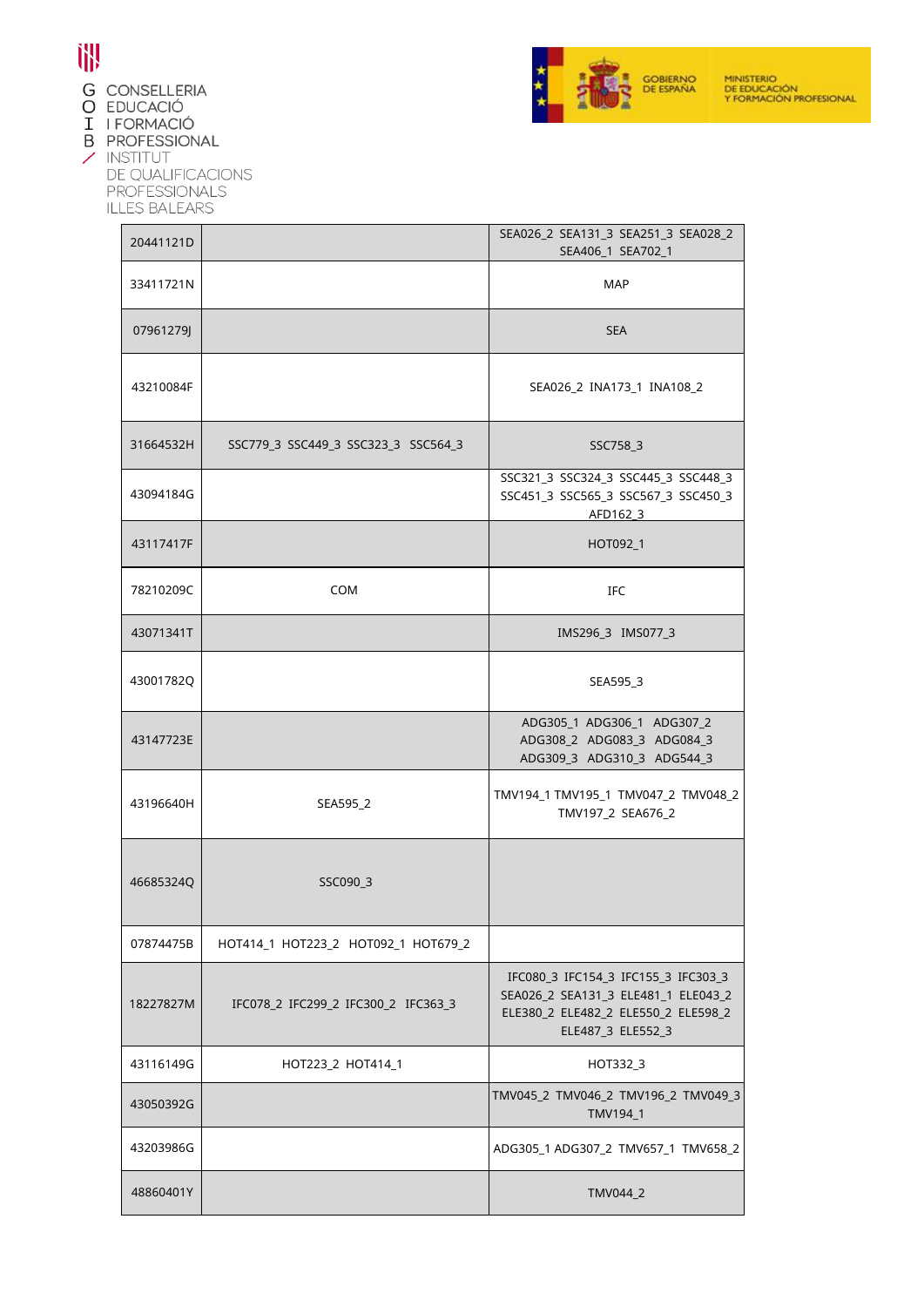| | | |
|---|---|---|
| 20441121D | | SEA026_2 SEA131_3 SEA251_3 SEA028_2 SEA406_1 SEA702_1 |
| 33411721N | | MAP |
| 07961279J | | SEA |
| 43210084F | | SEA026_2 INA173_1 INA108_2 |
| 31664532H | SSC779_3 SSC449_3 SSC323_3 SSC564_3 | SSC758_3 |
| 43094184G | | SSC321_3 SSC324_3 SSC445_3 SSC448_3 SSC451_3 SSC565_3 SSC567_3 SSC450_3 AFD162_3 |
| 43117417F | | HOT092_1 |
| 78210209C | COM | IFC |
| 43071341T | | IMS296_3 IMS077_3 |
| 43001782Q | | SEA595_3 |
| 43147723E | | ADG305_1 ADG306_1 ADG307_2 ADG308_2 ADG083_3 ADG084_3 ADG309_3 ADG310_3 ADG544_3 |
| 43196640H | SEA595_2 | TMV194_1 TMV195_1 TMV047_2 TMV048_2 TMV197_2 SEA676_2 |
| 46685324Q | SSC090_3 | |
| 07874475B | HOT414_1 HOT223_2 HOT092_1 HOT679_2 | |
| 18227827M | IFC078_2 IFC299_2 IFC300_2 IFC363_3 | IFC080_3 IFC154_3 IFC155_3 IFC303_3 SEA026_2 SEA131_3 ELE481_1 ELE043_2 ELE380_2 ELE482_2 ELE550_2 ELE598_2 ELE487_3 ELE552_3 |
| 43116149G | HOT223_2 HOT414_1 | HOT332_3 |
| 43050392G | | TMV045_2 TMV046_2 TMV196_2 TMV049_3 TMV194_1 |
| 43203986G | | ADG305_1 ADG307_2 TMV657_1 TMV658_2 |
| 48860401Y | | TMV044_2 |